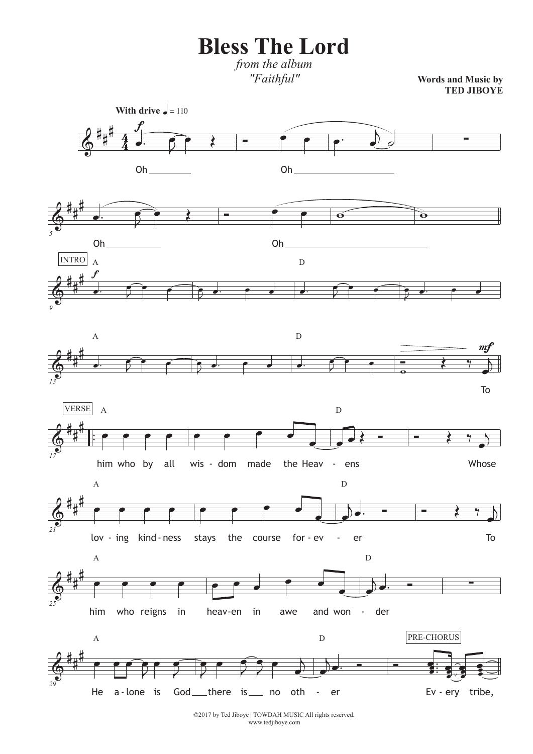# Bless The Lord

*from the album*
*"Faithful"*

**Words and Music by**
**TED JIBOYE**

**With drive** ♩ = 110

Oh ___ Oh ___

Oh ___ Oh ___

INTRO

A D A D

To

VERSE

A D

him who by all wis - dom made the Heav - ens Whose

A D

lov - ing kind - ness stays the course for - ev - er To

A D

him who reigns in heav-en in awe and won - der

A D PRE-CHORUS

He a - lone is God ___ there is ___ no oth - er Ev - ery tribe,

©2017 by Ted Jiboye | TOWDAH MUSIC All rights reserved.
www.tedjiboye.com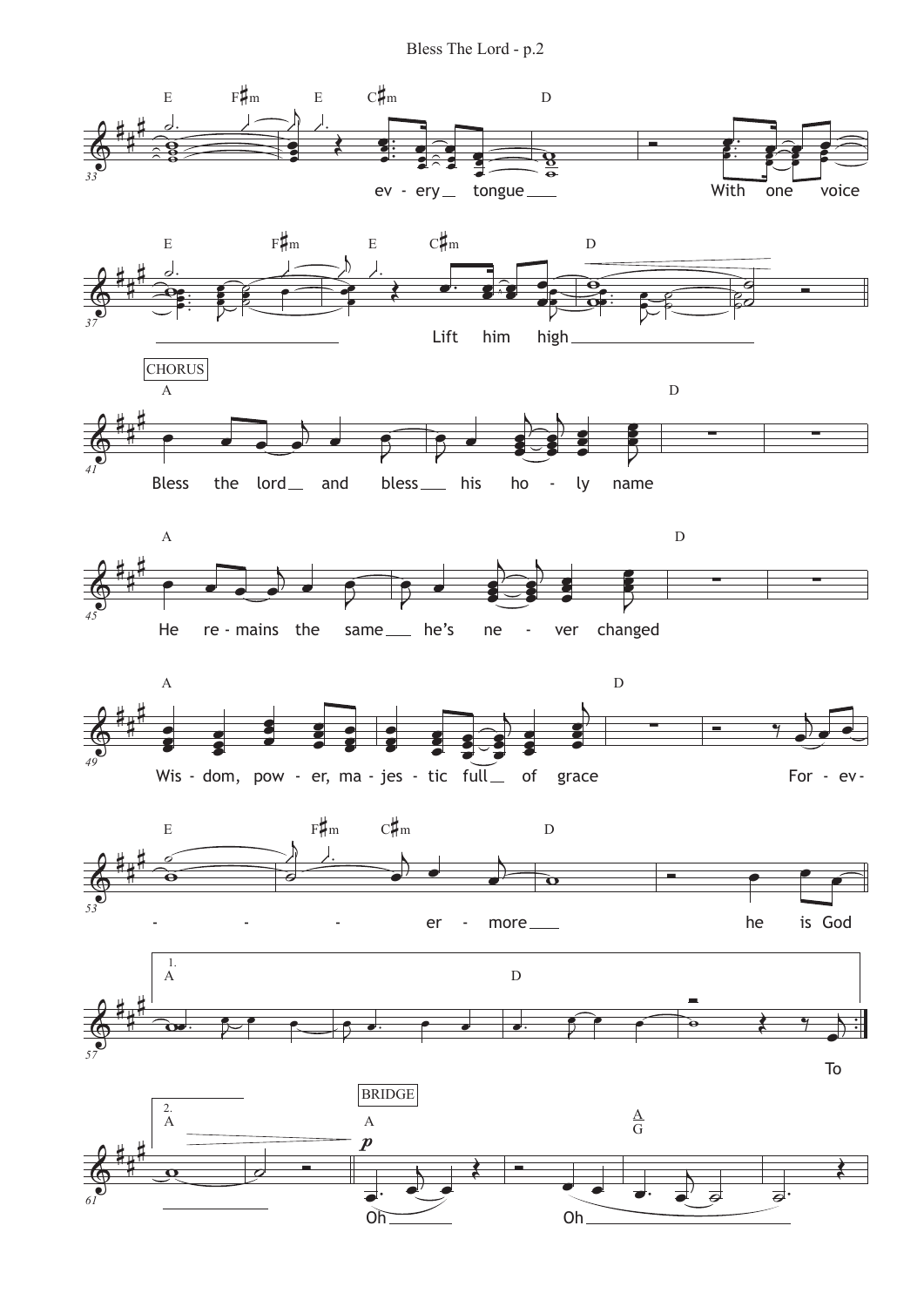E F♯m E C♯m D

ev - ery tongue With one voice

E F♯m E C♯m D

Lift him high

CHORUS

A D

Bless the lord and bless his ho - ly name

A D

He re - mains the same he's ne - ver changed

A D

Wis - dom, pow - er, ma - jes - tic full of grace For - ev -

E F♯m C♯m D

- - - er - more he is God

1. A D

To

2. A

BRIDGE

A A/G

*p*

Oh Oh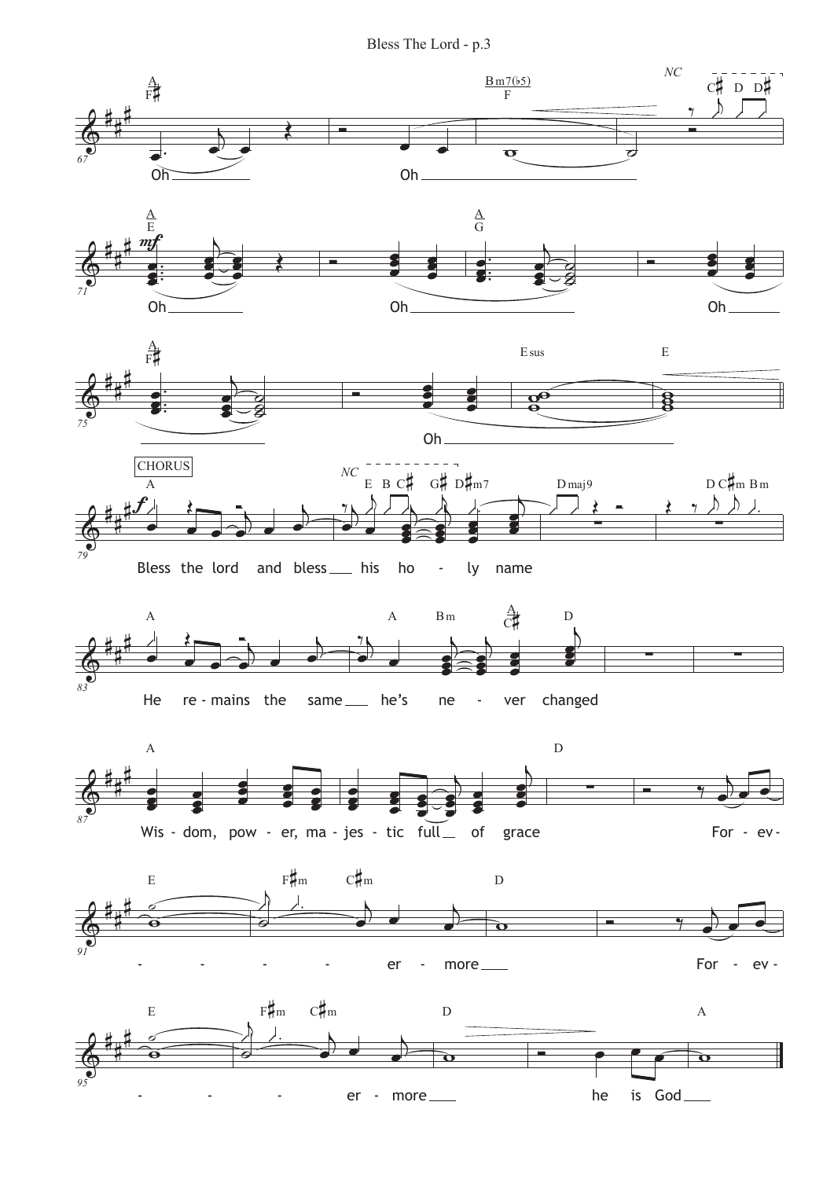CHORUS

Oh

Oh

Oh

Oh

Oh

Oh

Bless the lord and bless his ho - ly name

He re - mains the same he's ne - ver changed

Wis - dom, pow - er, ma - jes - tic full of grace

For - ev - - - - - - er - more

For - ev - - - - er - more

he is God